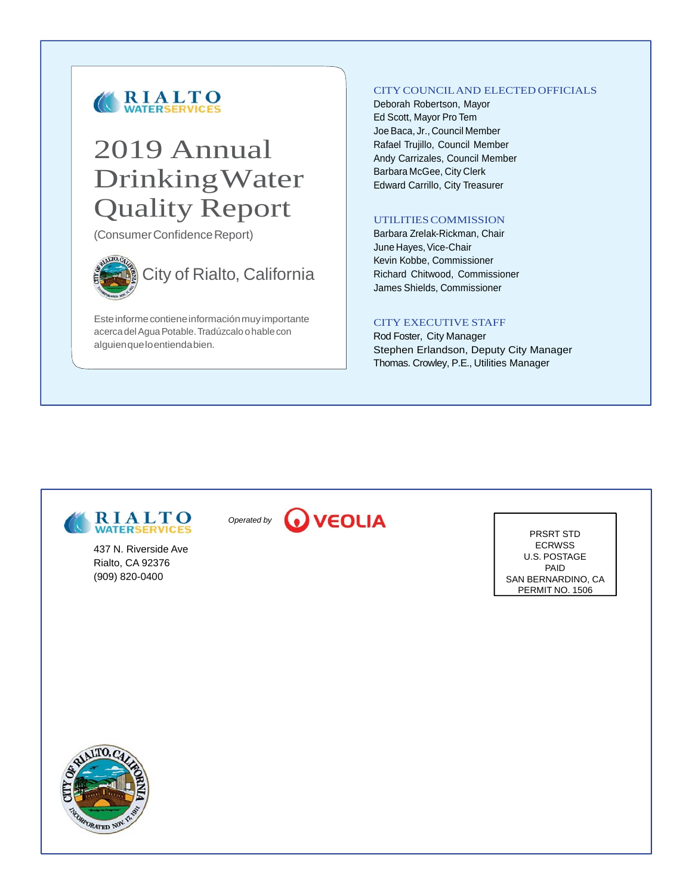RIALTO WATERSERVICES

# 2019 Annual Drinking Water Quality Report

(Consumer Confidence Report)

City of Rialto, California

Este informe contiene información muy importante acerca del Agua Potable. Tradúzcalo o hable con alguien que lo entienda bien.

## CITY COUNCIL AND ELECTED OFFICIALS

Deborah Robertson, Mayor
Ed Scott, Mayor Pro Tem
Joe Baca, Jr., Council Member
Rafael Trujillo, Council Member
Andy Carrizales, Council Member
Barbara McGee, City Clerk
Edward Carrillo, City Treasurer

## UTILITIES COMMISSION

Barbara Zrelak-Rickman, Chair
June Hayes, Vice-Chair
Kevin Kobbe, Commissioner
Richard Chitwood, Commissioner
James Shields, Commissioner

## CITY EXECUTIVE STAFF

Rod Foster, City Manager
Stephen Erlandson, Deputy City Manager
Thomas. Crowley, P.E., Utilities Manager

---

RIALTO WATERSERVICES

437 N. Riverside Ave
Rialto, CA 92376
(909) 820-0400

*Operated by* VEOLIA

PRSRT STD
ECRWSS
U.S. POSTAGE
PAID
SAN BERNARDINO, CA
PERMIT NO. 1506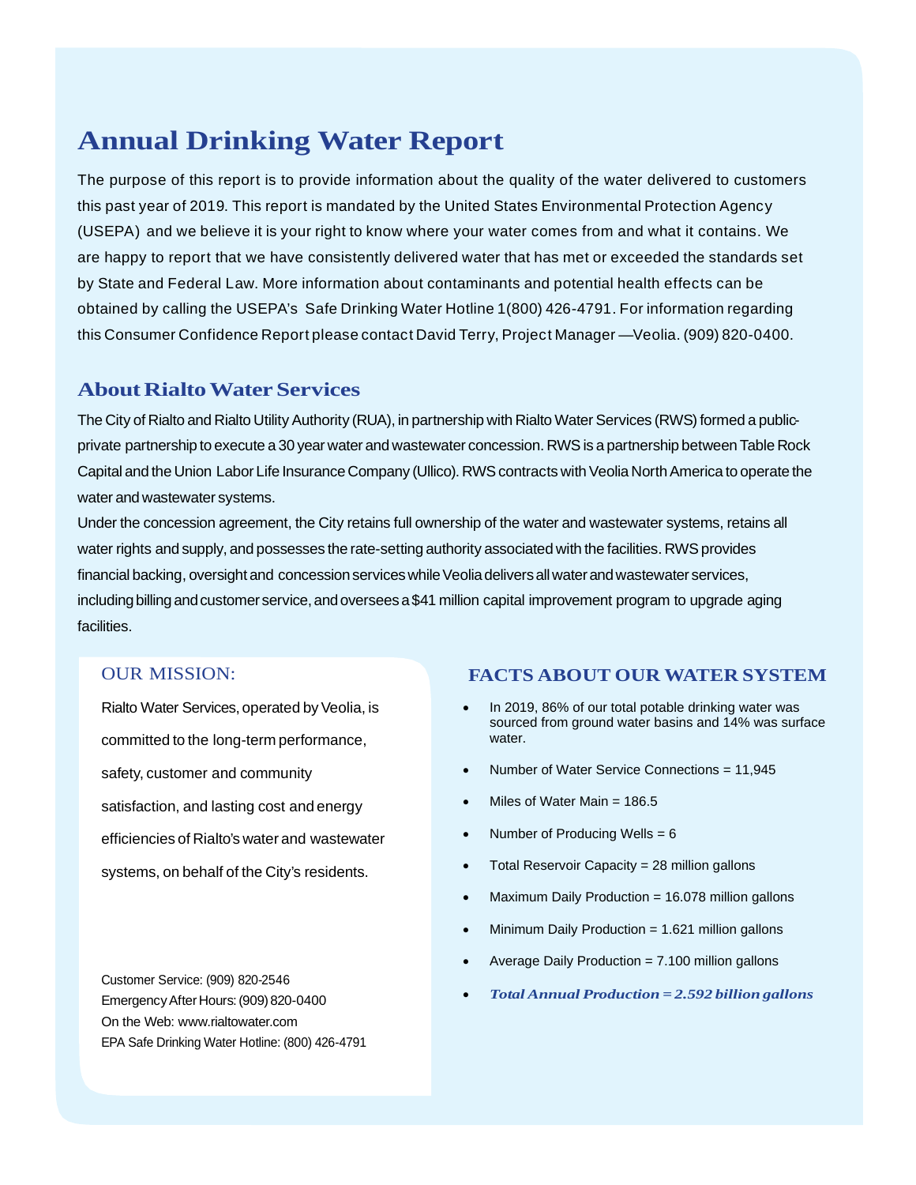# Annual Drinking Water Report

The purpose of this report is to provide information about the quality of the water delivered to customers this past year of 2019. This report is mandated by the United States Environmental Protection Agency (USEPA) and we believe it is your right to know where your water comes from and what it contains. We are happy to report that we have consistently delivered water that has met or exceeded the standards set by State and Federal Law. More information about contaminants and potential health effects can be obtained by calling the USEPA's Safe Drinking Water Hotline 1(800) 426-4791. For information regarding this Consumer Confidence Report please contact David Terry, Project Manager —Veolia. (909) 820-0400.

## About Rialto Water Services

The City of Rialto and Rialto Utility Authority (RUA), in partnership with Rialto Water Services (RWS) formed a public-private partnership to execute a 30 year water and wastewater concession. RWS is a partnership between Table Rock Capital and the Union Labor Life Insurance Company (Ullico). RWS contracts with Veolia North America to operate the water and wastewater systems.

Under the concession agreement, the City retains full ownership of the water and wastewater systems, retains all water rights and supply, and possesses the rate-setting authority associated with the facilities. RWS provides financial backing, oversight and concession services while Veolia delivers all water and wastewater services, including billing and customer service, and oversees a $41 million capital improvement program to upgrade aging facilities.

### OUR MISSION:

Rialto Water Services, operated by Veolia, is committed to the long-term performance, safety, customer and community satisfaction, and lasting cost and energy efficiencies of Rialto's water and wastewater systems, on behalf of the City's residents.

Customer Service: (909) 820-2546
Emergency After Hours: (909) 820-0400
On the Web: www.rialtowater.com
EPA Safe Drinking Water Hotline: (800) 426-4791

### FACTS ABOUT OUR WATER SYSTEM

- In 2019, 86% of our total potable drinking water was sourced from ground water basins and 14% was surface water.
- Number of Water Service Connections = 11,945
- Miles of Water Main = 186.5
- Number of Producing Wells = 6
- Total Reservoir Capacity = 28 million gallons
- Maximum Daily Production = 16.078 million gallons
- Minimum Daily Production = 1.621 million gallons
- Average Daily Production = 7.100 million gallons
- ***Total Annual Production = 2.592 billion gallons***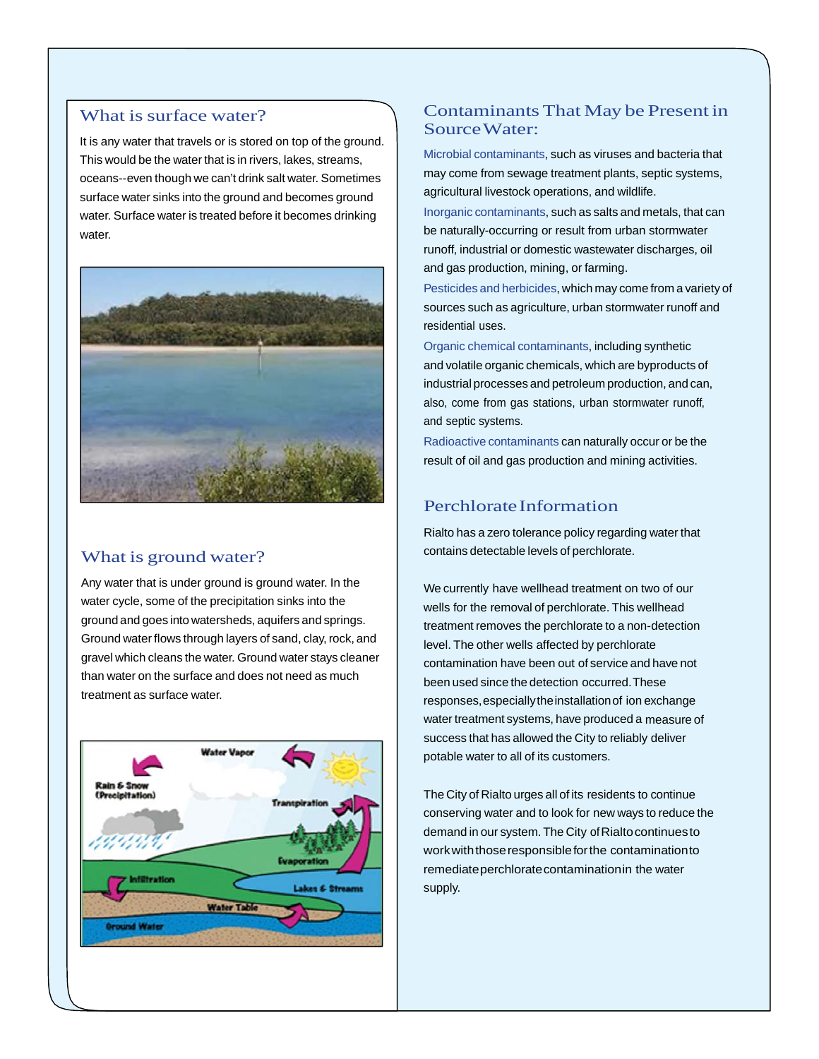## What is surface water?

It is any water that travels or is stored on top of the ground. This would be the water that is in rivers, lakes, streams, oceans--even though we can't drink salt water. Sometimes surface water sinks into the ground and becomes ground water. Surface water is treated before it becomes drinking water.

## What is ground water?

Any water that is under ground is ground water. In the water cycle, some of the precipitation sinks into the ground and goes into watersheds, aquifers and springs. Ground water flows through layers of sand, clay, rock, and gravel which cleans the water. Ground water stays cleaner than water on the surface and does not need as much treatment as surface water.

## Contaminants That May be Present in Source Water:

Microbial contaminants, such as viruses and bacteria that may come from sewage treatment plants, septic systems, agricultural livestock operations, and wildlife.

Inorganic contaminants, such as salts and metals, that can be naturally-occurring or result from urban stormwater runoff, industrial or domestic wastewater discharges, oil and gas production, mining, or farming.

Pesticides and herbicides, which may come from a variety of sources such as agriculture, urban stormwater runoff and residential uses.

Organic chemical contaminants, including synthetic and volatile organic chemicals, which are byproducts of industrial processes and petroleum production, and can, also, come from gas stations, urban stormwater runoff, and septic systems.

Radioactive contaminants can naturally occur or be the result of oil and gas production and mining activities.

## Perchlorate Information

Rialto has a zero tolerance policy regarding water that contains detectable levels of perchlorate.

We currently have wellhead treatment on two of our wells for the removal of perchlorate. This wellhead treatment removes the perchlorate to a non-detection level. The other wells affected by perchlorate contamination have been out of service and have not been used since the detection occurred. These responses, especially the installation of ion exchange water treatment systems, have produced a measure of success that has allowed the City to reliably deliver potable water to all of its customers.

The City of Rialto urges all of its residents to continue conserving water and to look for new ways to reduce the demand in our system. The City of Rialto continues to work with those responsible for the contamination to remediate perchlorate contamination in the water supply.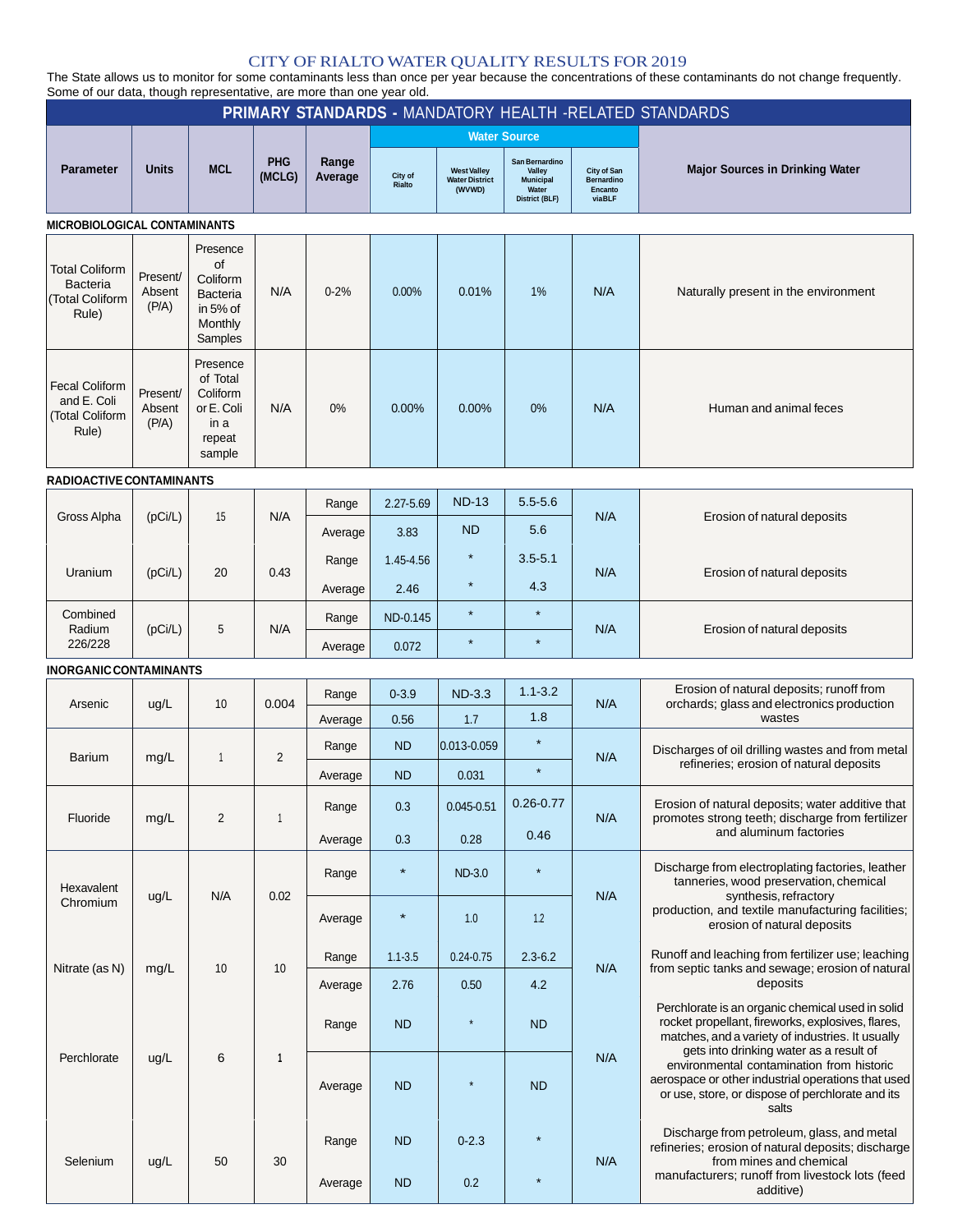# CITY OF RIALTO WATER QUALITY RESULTS FOR 2019

The State allows us to monitor for some contaminants less than once per year because the concentrations of these contaminants do not change frequently. Some of our data, though representative, are more than one year old.

## PRIMARY STANDARDS - MANDATORY HEALTH -RELATED STANDARDS

| Parameter | Units | MCL | PHG (MCLG) | Range Average | Water Source: City of Rialto | Water Source: West Valley Water District (WVWD) | Water Source: San Bernardino Valley Municipal Water District (BLF) | Water Source: City of San Bernardino Encanto viaBLF | Major Sources in Drinking Water |
|---|---|---|---|---|---|---|---|---|---|
| **MICROBIOLOGICAL CONTAMINANTS** | | | | | | | | | |
| Total Coliform Bacteria (Total Coliform Rule) | Present/ Absent (P/A) | Presence of Coliform Bacteria in 5% of Monthly Samples | N/A | 0-2% | 0.00% | 0.01% | 1% | N/A | Naturally present in the environment |
| Fecal Coliform and E. Coli (Total Coliform Rule) | Present/ Absent (P/A) | Presence of Total Coliform or E. Coli in a repeat sample | N/A | 0% | 0.00% | 0.00% | 0% | N/A | Human and animal feces |
| **RADIOACTIVE CONTAMINANTS** | | | | | | | | | |
| Gross Alpha | (pCi/L) | 15 | N/A | Range | 2.27-5.69 | ND-13 | 5.5-5.6 | N/A | Erosion of natural deposits |
| | | | | Average | 3.83 | ND | 5.6 | | |
| Uranium | (pCi/L) | 20 | 0.43 | Range | 1.45-4.56 | * | 3.5-5.1 | N/A | Erosion of natural deposits |
| | | | | Average | 2.46 | * | 4.3 | | |
| Combined Radium 226/228 | (pCi/L) | 5 | N/A | Range | ND-0.145 | * | * | N/A | Erosion of natural deposits |
| | | | | Average | 0.072 | * | * | | |
| **INORGANIC CONTAMINANTS** | | | | | | | | | |
| Arsenic | ug/L | 10 | 0.004 | Range | 0-3.9 | ND-3.3 | 1.1-3.2 | N/A | Erosion of natural deposits; runoff from orchards; glass and electronics production wastes |
| | | | | Average | 0.56 | 1.7 | 1.8 | | |
| Barium | mg/L | 1 | 2 | Range | ND | 0.013-0.059 | * | N/A | Discharges of oil drilling wastes and from metal refineries; erosion of natural deposits |
| | | | | Average | ND | 0.031 | * | | |
| Fluoride | mg/L | 2 | 1 | Range | 0.3 | 0.045-0.51 | 0.26-0.77 | N/A | Erosion of natural deposits; water additive that promotes strong teeth; discharge from fertilizer and aluminum factories |
| | | | | Average | 0.3 | 0.28 | 0.46 | | |
| Hexavalent Chromium | ug/L | N/A | 0.02 | Range | * | ND-3.0 | * | N/A | Discharge from electroplating factories, leather tanneries, wood preservation, chemical synthesis, refractory production, and textile manufacturing facilities; erosion of natural deposits |
| | | | | Average | * | 1.0 | 1.2 | | |
| Nitrate (as N) | mg/L | 10 | 10 | Range | 1.1-3.5 | 0.24-0.75 | 2.3-6.2 | N/A | Runoff and leaching from fertilizer use; leaching from septic tanks and sewage; erosion of natural deposits |
| | | | | Average | 2.76 | 0.50 | 4.2 | | |
| Perchlorate | ug/L | 6 | 1 | Range | ND | * | ND | N/A | Perchlorate is an organic chemical used in solid rocket propellant, fireworks, explosives, flares, matches, and a variety of industries. It usually gets into drinking water as a result of environmental contamination from historic aerospace or other industrial operations that used or use, store, or dispose of perchlorate and its salts |
| | | | | Average | ND | * | ND | | |
| Selenium | ug/L | 50 | 30 | Range | ND | 0-2.3 | * | N/A | Discharge from petroleum, glass, and metal refineries; erosion of natural deposits; discharge from mines and chemical manufacturers; runoff from livestock lots (feed additive) |
| | | | | Average | ND | 0.2 | * | | |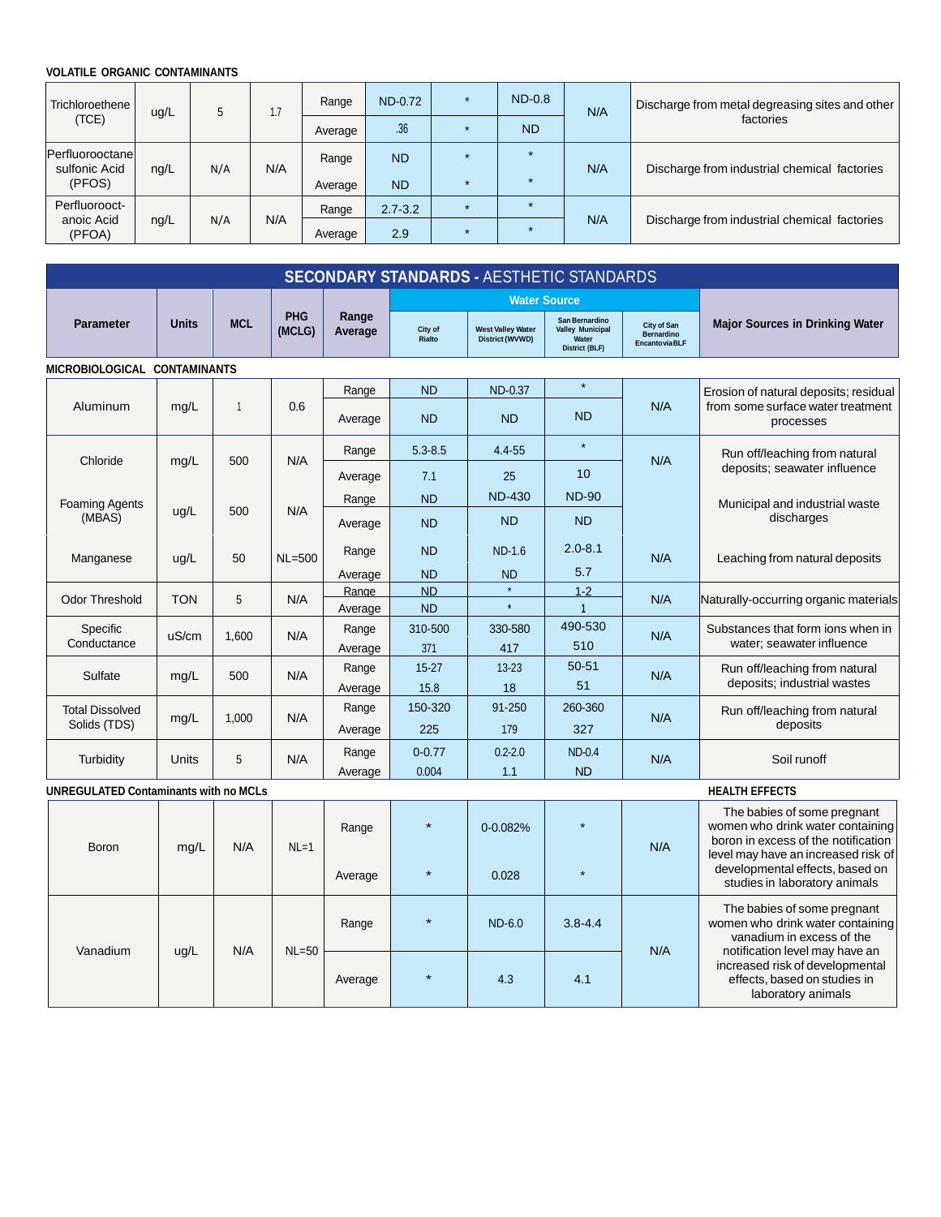**VOLATILE ORGANIC CONTAMINANTS**

| | | | | | | | | | |
|---|---|---|---|---|---|---|---|---|---|
| Trichloroethene (TCE) | ug/L | 5 | 1.7 | Range | ND-0.72 | * | ND-0.8 | N/A | Discharge from metal degreasing sites and other factories |
| | | | | Average | .36 | * | ND | | |
| Perfluorooctane sulfonic Acid (PFOS) | ng/L | N/A | N/A | Range | ND | * | * | N/A | Discharge from industrial chemical factories |
| | | | | Average | ND | * | * | | |
| Perfluorooct-anoic Acid (PFOA) | ng/L | N/A | N/A | Range | 2.7-3.2 | * | * | N/A | Discharge from industrial chemical factories |
| | | | | Average | 2.9 | * | * | | |

## SECONDARY STANDARDS - AESTHETIC STANDARDS

| Parameter | Units | MCL | PHG (MCLG) | Range Average | Water Source | | | | Major Sources in Drinking Water |
|---|---|---|---|---|---|---|---|---|---|
| | | | | | City of Rialto | West Valley Water District (WVWD) | San Bernardino Valley Municipal Water District (BLF) | City of San Bernardino Encanto via BLF | |
| **MICROBIOLOGICAL CONTAMINANTS** | | | | | | | | | |
| Aluminum | mg/L | 1 | 0.6 | Range | ND | ND-0.37 | * | N/A | Erosion of natural deposits; residual from some surface water treatment processes |
| | | | | Average | ND | ND | ND | | |
| Chloride | mg/L | 500 | N/A | Range | 5.3-8.5 | 4.4-55 | * | N/A | Run off/leaching from natural deposits; seawater influence |
| | | | | Average | 7.1 | 25 | 10 | | |
| Foaming Agents (MBAS) | ug/L | 500 | N/A | Range | ND | ND-430 | ND-90 | | Municipal and industrial waste discharges |
| | | | | Average | ND | ND | ND | | |
| Manganese | ug/L | 50 | NL=500 | Range | ND | ND-1.6 | 2.0-8.1 | N/A | Leaching from natural deposits |
| | | | | Average | ND | ND | 5.7 | | |
| Odor Threshold | TON | 5 | N/A | Range | ND | * | 1-2 | N/A | Naturally-occurring organic materials |
| | | | | Average | ND | * | 1 | | |
| Specific Conductance | uS/cm | 1,600 | N/A | Range | 310-500 | 330-580 | 490-530 | N/A | Substances that form ions when in water; seawater influence |
| | | | | Average | 371 | 417 | 510 | | |
| Sulfate | mg/L | 500 | N/A | Range | 15-27 | 13-23 | 50-51 | N/A | Run off/leaching from natural deposits; industrial wastes |
| | | | | Average | 15.8 | 18 | 51 | | |
| Total Dissolved Solids (TDS) | mg/L | 1,000 | N/A | Range | 150-320 | 91-250 | 260-360 | N/A | Run off/leaching from natural deposits |
| | | | | Average | 225 | 179 | 327 | | |
| Turbidity | Units | 5 | N/A | Range | 0-0.77 | 0.2-2.0 | ND-0.4 | N/A | Soil runoff |
| | | | | Average | 0.004 | 1.1 | ND | | |

**UNREGULATED Contaminants with no MCLs**

| | | | | | | | | | **HEALTH EFFECTS** |
|---|---|---|---|---|---|---|---|---|---|
| Boron | mg/L | N/A | NL=1 | Range | * | 0-0.082% | * | N/A | The babies of some pregnant women who drink water containing boron in excess of the notification level may have an increased risk of developmental effects, based on studies in laboratory animals |
| | | | | Average | * | 0.028 | * | | |
| Vanadium | ug/L | N/A | NL=50 | Range | * | ND-6.0 | 3.8-4.4 | N/A | The babies of some pregnant women who drink water containing vanadium in excess of the notification level may have an increased risk of developmental effects, based on studies in laboratory animals |
| | | | | Average | * | 4.3 | 4.1 | | |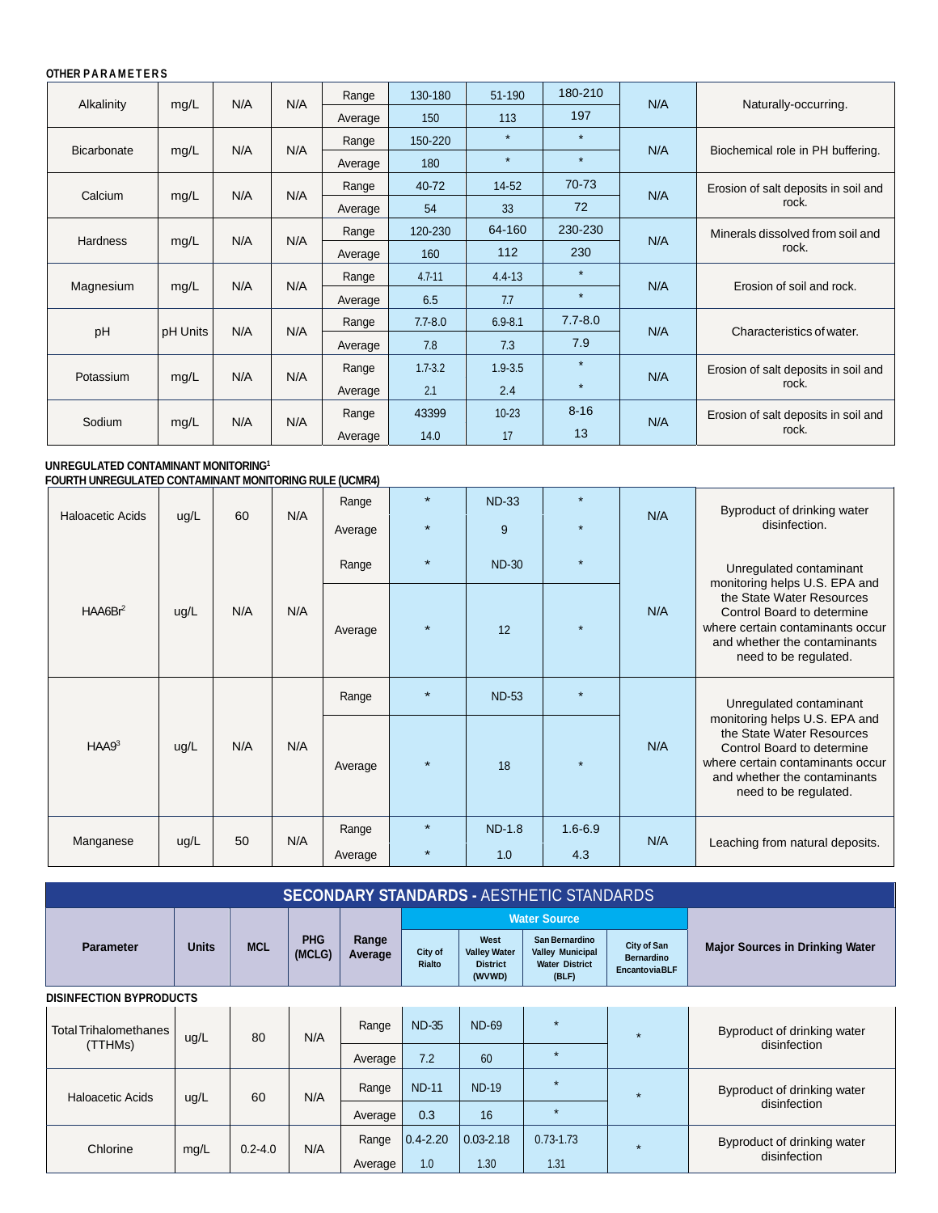**OTHER PARAMETERS**

| Parameter | Units | MCL | PHG (MCLG) | Range Average | City of Rialto | West Valley Water District (WVWD) | San Bernardino Valley Municipal Water District (BLF) | City of San Bernardino EncantoviaBLF | Major Sources in Drinking Water |
|---|---|---|---|---|---|---|---|---|---|
| Alkalinity | mg/L | N/A | N/A | Range | 130-180 | 51-190 | 180-210 | N/A | Naturally-occurring. |
| | | | | Average | 150 | 113 | 197 | | |
| Bicarbonate | mg/L | N/A | N/A | Range | 150-220 | * | * | N/A | Biochemical role in PH buffering. |
| | | | | Average | 180 | * | * | | |
| Calcium | mg/L | N/A | N/A | Range | 40-72 | 14-52 | 70-73 | N/A | Erosion of salt deposits in soil and rock. |
| | | | | Average | 54 | 33 | 72 | | |
| Hardness | mg/L | N/A | N/A | Range | 120-230 | 64-160 | 230-230 | N/A | Minerals dissolved from soil and rock. |
| | | | | Average | 160 | 112 | 230 | | |
| Magnesium | mg/L | N/A | N/A | Range | 4.7-11 | 4.4-13 | * | N/A | Erosion of soil and rock. |
| | | | | Average | 6.5 | 7.7 | * | | |
| pH | pH Units | N/A | N/A | Range | 7.7-8.0 | 6.9-8.1 | 7.7-8.0 | N/A | Characteristics of water. |
| | | | | Average | 7.8 | 7.3 | 7.9 | | |
| Potassium | mg/L | N/A | N/A | Range | 1.7-3.2 | 1.9-3.5 | * | N/A | Erosion of salt deposits in soil and rock. |
| | | | | Average | 2.1 | 2.4 | * | | |
| Sodium | mg/L | N/A | N/A | Range | 43399 | 10-23 | 8-16 | N/A | Erosion of salt deposits in soil and rock. |
| | | | | Average | 14.0 | 17 | 13 | | |

**UNREGULATED CONTAMINANT MONITORING[1]**
**FOURTH UNREGULATED CONTAMINANT MONITORING RULE (UCMR4)**

| Parameter | Units | MCL | PHG (MCLG) | Range Average | City of Rialto | West Valley Water District (WVWD) | San Bernardino Valley Municipal Water District (BLF) | City of San Bernardino EncantoviaBLF | Major Sources in Drinking Water |
|---|---|---|---|---|---|---|---|---|---|
| Haloacetic Acids | ug/L | 60 | N/A | Range | * | ND-33 | * | N/A | Byproduct of drinking water disinfection. |
| | | | | Average | * | 9 | * | | |
| HAA6Br[2] | ug/L | N/A | N/A | Range | * | ND-30 | * | N/A | Unregulated contaminant monitoring helps U.S. EPA and the State Water Resources Control Board to determine where certain contaminants occur and whether the contaminants need to be regulated. |
| | | | | Average | * | 12 | * | | |
| HAA9[3] | ug/L | N/A | N/A | Range | * | ND-53 | * | N/A | Unregulated contaminant monitoring helps U.S. EPA and the State Water Resources Control Board to determine where certain contaminants occur and whether the contaminants need to be regulated. |
| | | | | Average | * | 18 | * | | |
| Manganese | ug/L | 50 | N/A | Range | * | ND-1.8 | 1.6-6.9 | N/A | Leaching from natural deposits. |
| | | | | Average | * | 1.0 | 4.3 | | |

## SECONDARY STANDARDS - AESTHETIC STANDARDS

| Parameter | Units | MCL | PHG (MCLG) | Range Average | Water Source | | | | Major Sources in Drinking Water |
|---|---|---|---|---|---|---|---|---|---|
| | | | | | City of Rialto | West Valley Water District (WVWD) | San Bernardino Valley Municipal Water District (BLF) | City of San Bernardino EncantoviaBLF | |
| **DISINFECTION BYPRODUCTS** | | | | | | | | | |
| Total Trihalomethanes (TTHMs) | ug/L | 80 | N/A | Range | ND-35 | ND-69 | * | * | Byproduct of drinking water disinfection |
| | | | | Average | 7.2 | 60 | * | | |
| Haloacetic Acids | ug/L | 60 | N/A | Range | ND-11 | ND-19 | * | * | Byproduct of drinking water disinfection |
| | | | | Average | 0.3 | 16 | * | | |
| Chlorine | mg/L | 0.2-4.0 | N/A | Range | 0.4-2.20 | 0.03-2.18 | 0.73-1.73 | * | Byproduct of drinking water disinfection |
| | | | | Average | 1.0 | 1.30 | 1.31 | | |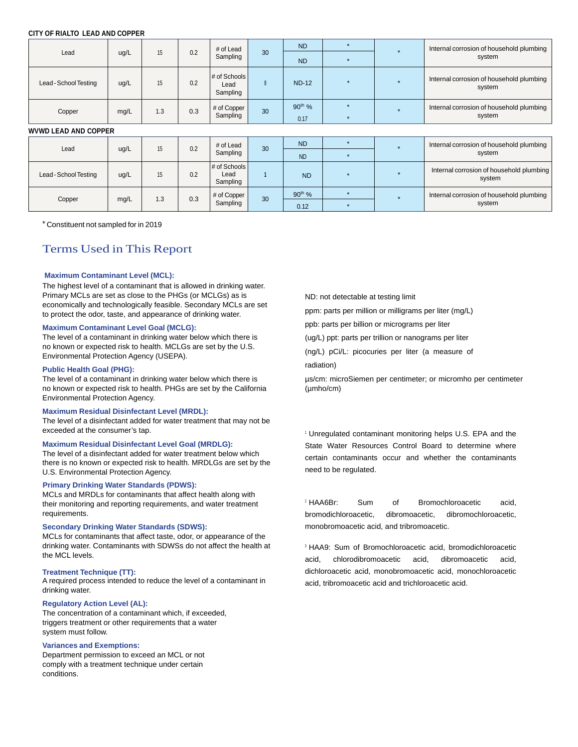**CITY OF RIALTO LEAD AND COPPER**

| | | | | | | | | | |
|---|---|---|---|---|---|---|---|---|---|
| Lead | ug/L | 15 | 0.2 | # of Lead Sampling | 30 | ND | * | * | Internal corrosion of household plumbing system |
| | | | | | | ND | * | | |
| Lead - School Testing | ug/L | 15 | 0.2 | # of Schools Lead Sampling | 8 | ND-12 | * | * | Internal corrosion of household plumbing system |
| Copper | mg/L | 1.3 | 0.3 | # of Copper Sampling | 30 | 90$^{th}$ % | * | * | Internal corrosion of household plumbing system |
| | | | | | | 0.17 | * | | |

**WVWD LEAD AND COPPER**

| | | | | | | | | | |
|---|---|---|---|---|---|---|---|---|---|
| Lead | ug/L | 15 | 0.2 | # of Lead Sampling | 30 | ND | * | * | Internal corrosion of household plumbing system |
| | | | | | | ND | * | | |
| Lead - School Testing | ug/L | 15 | 0.2 | # of Schools Lead Sampling | 1 | ND | * | * | Internal corrosion of household plumbing system |
| Copper | mg/L | 1.3 | 0.3 | # of Copper Sampling | 30 | 90$^{th}$ % | * | * | Internal corrosion of household plumbing system |
| | | | | | | 0.12 | * | | |

* Constituent not sampled for in 2019

## Terms Used in This Report

**Maximum Contaminant Level (MCL):**
The highest level of a contaminant that is allowed in drinking water. Primary MCLs are set as close to the PHGs (or MCLGs) as is economically and technologically feasible. Secondary MCLs are set to protect the odor, taste, and appearance of drinking water.

**Maximum Contaminant Level Goal (MCLG):**
The level of a contaminant in drinking water below which there is no known or expected risk to health. MCLGs are set by the U.S. Environmental Protection Agency (USEPA).

**Public Health Goal (PHG):**
The level of a contaminant in drinking water below which there is no known or expected risk to health. PHGs are set by the California Environmental Protection Agency.

**Maximum Residual Disinfectant Level (MRDL):**
The level of a disinfectant added for water treatment that may not be exceeded at the consumer's tap.

**Maximum Residual Disinfectant Level Goal (MRDLG):**
The level of a disinfectant added for water treatment below which there is no known or expected risk to health. MRDLGs are set by the U.S. Environmental Protection Agency.

**Primary Drinking Water Standards (PDWS):**
MCLs and MRDLs for contaminants that affect health along with their monitoring and reporting requirements, and water treatment requirements.

**Secondary Drinking Water Standards (SDWS):**
MCLs for contaminants that affect taste, odor, or appearance of the drinking water. Contaminants with SDWSs do not affect the health at the MCL levels.

**Treatment Technique (TT):**
A required process intended to reduce the level of a contaminant in drinking water.

**Regulatory Action Level (AL):**
The concentration of a contaminant which, if exceeded, triggers treatment or other requirements that a water system must follow.

**Variances and Exemptions:**
Department permission to exceed an MCL or not comply with a treatment technique under certain conditions.

ND: not detectable at testing limit

ppm: parts per million or milligrams per liter (mg/L)

ppb: parts per billion or micrograms per liter

(ug/L) ppt: parts per trillion or nanograms per liter

(ng/L) pCi/L: picocuries per liter (a measure of radiation)

µs/cm: microSiemen per centimeter; or micromho per centimeter (µmho/cm)

[1] Unregulated contaminant monitoring helps U.S. EPA and the State Water Resources Control Board to determine where certain contaminants occur and whether the contaminants need to be regulated.

[2] HAA6Br: Sum of Bromochloroacetic acid, bromodichloroacetic, dibromoacetic, dibromochloroacetic, monobromoacetic acid, and tribromoacetic.

[3] HAA9: Sum of Bromochloroacetic acid, bromodichloroacetic acid, chlorodibromoacetic acid, dibromoacetic acid, dichloroacetic acid, monobromoacetic acid, monochloroacetic acid, tribromoacetic acid and trichloroacetic acid.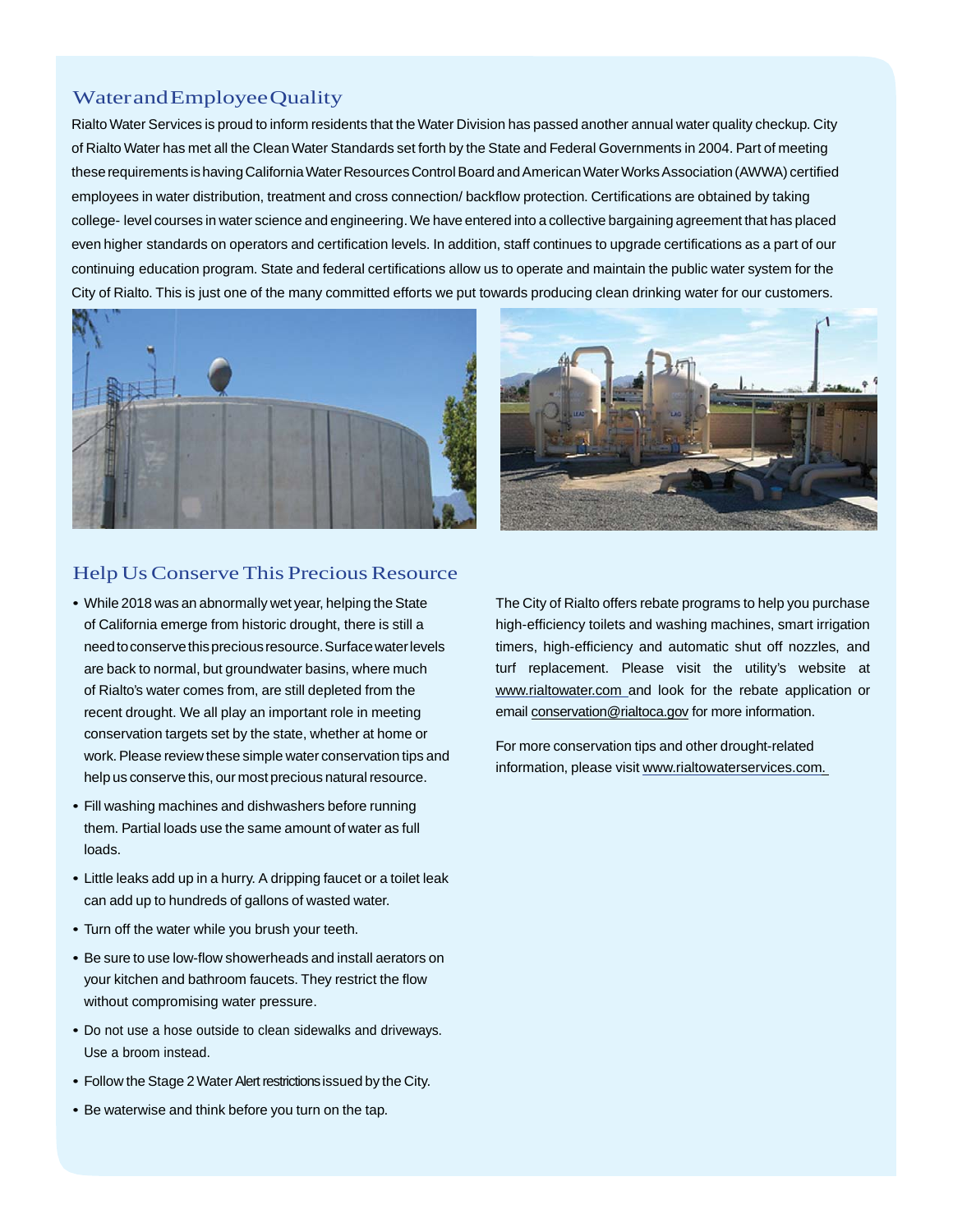## Water and Employee Quality

Rialto Water Services is proud to inform residents that the Water Division has passed another annual water quality checkup. City of Rialto Water has met all the Clean Water Standards set forth by the State and Federal Governments in 2004. Part of meeting these requirements is having California Water Resources Control Board and American Water Works Association (AWWA) certified employees in water distribution, treatment and cross connection/ backflow protection. Certifications are obtained by taking college- level courses in water science and engineering. We have entered into a collective bargaining agreement that has placed even higher standards on operators and certification levels. In addition, staff continues to upgrade certifications as a part of our continuing education program. State and federal certifications allow us to operate and maintain the public water system for the City of Rialto. This is just one of the many committed efforts we put towards producing clean drinking water for our customers.

## Help Us Conserve This Precious Resource

- While 2018 was an abnormally wet year, helping the State of California emerge from historic drought, there is still a need to conserve this precious resource. Surface water levels are back to normal, but groundwater basins, where much of Rialto's water comes from, are still depleted from the recent drought. We all play an important role in meeting conservation targets set by the state, whether at home or work. Please review these simple water conservation tips and help us conserve this, our most precious natural resource.
- Fill washing machines and dishwashers before running them. Partial loads use the same amount of water as full loads.
- Little leaks add up in a hurry. A dripping faucet or a toilet leak can add up to hundreds of gallons of wasted water.
- Turn off the water while you brush your teeth.
- Be sure to use low-flow showerheads and install aerators on your kitchen and bathroom faucets. They restrict the flow without compromising water pressure.
- Do not use a hose outside to clean sidewalks and driveways. Use a broom instead.
- Follow the Stage 2 Water Alert restrictions issued by the City.
- Be waterwise and think before you turn on the tap.

The City of Rialto offers rebate programs to help you purchase high-efficiency toilets and washing machines, smart irrigation timers, high-efficiency and automatic shut off nozzles, and turf replacement. Please visit the utility's website at www.rialtowater.com and look for the rebate application or email conservation@rialtoca.gov for more information.

For more conservation tips and other drought-related information, please visit www.rialtowaterservices.com.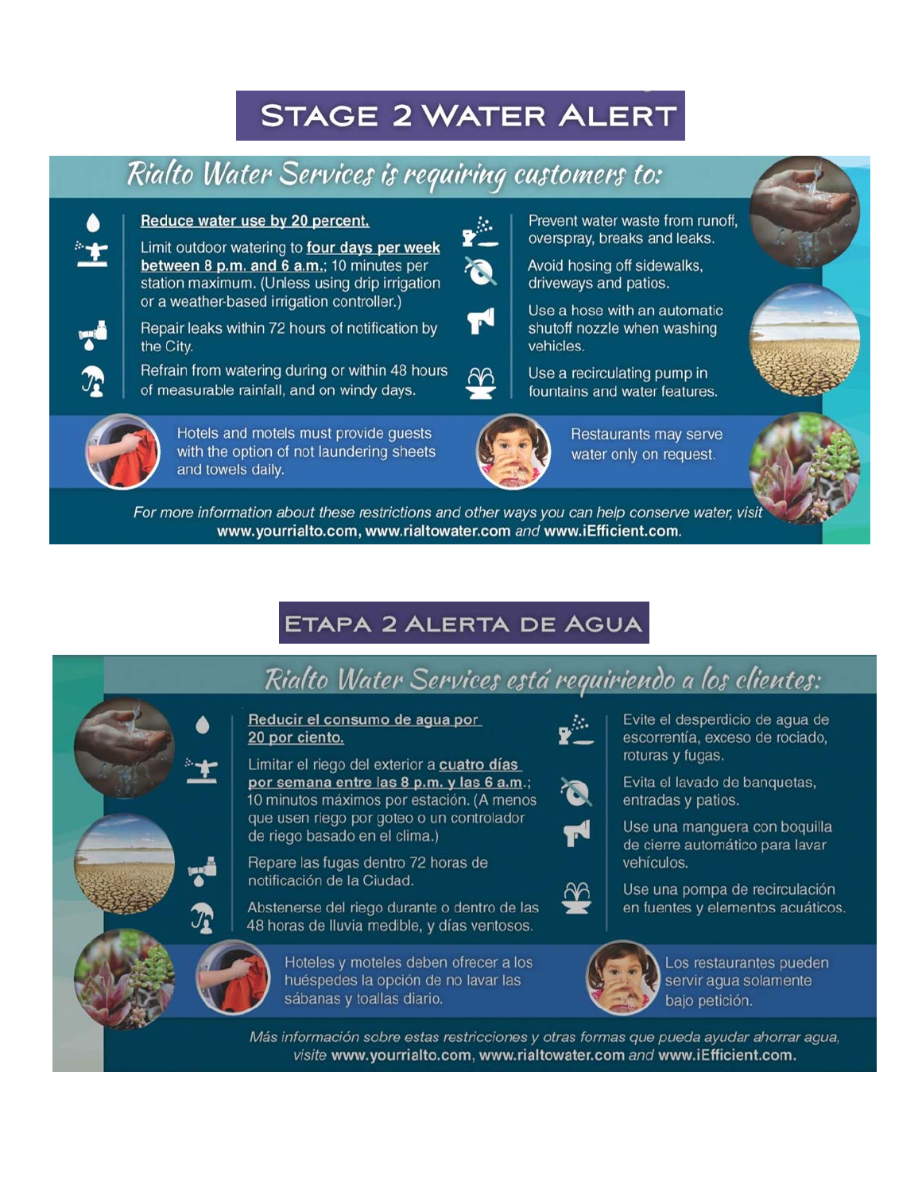# Stage 2 Water Alert

## *Rialto Water Services is requiring customers to:*

- **Reduce water use by 20 percent.**
- Limit outdoor watering to **four days per week between 8 p.m. and 6 a.m.**; 10 minutes per station maximum. (Unless using drip irrigation or a weather-based irrigation controller.)
- Repair leaks within 72 hours of notification by the City.
- Refrain from watering during or within 48 hours of measurable rainfall, and on windy days.
- Prevent water waste from runoff, overspray, breaks and leaks.
- Avoid hosing off sidewalks, driveways and patios.
- Use a hose with an automatic shutoff nozzle when washing vehicles.
- Use a recirculating pump in fountains and water features.

Hotels and motels must provide guests with the option of not laundering sheets and towels daily.

Restaurants may serve water only on request.

*For more information about these restrictions and other ways you can help conserve water, visit* **www.yourrialto.com, www.rialtowater.com** *and* **www.iEfficient.com.**

# Etapa 2 Alerta de Agua

## *Rialto Water Services está requiriendo a los clientes:*

- **Reducir el consumo de agua por 20 por ciento.**
- Limitar el riego del exterior a **cuatro días por semana entre las 8 p.m. y las 6 a.m.**; 10 minutos máximos por estación. (A menos que usen riego por goteo o un controlador de riego basado en el clima.)
- Repare las fugas dentro 72 horas de notificación de la Ciudad.
- Abstenerse del riego durante o dentro de las 48 horas de lluvia medible, y días ventosos.
- Evite el desperdicio de agua de escorrentía, exceso de rociado, roturas y fugas.
- Evita el lavado de banquetas, entradas y patios.
- Use una manguera con boquilla de cierre automático para lavar vehículos.
- Use una pompa de recirculación en fuentes y elementos acuáticos.

Hoteles y moteles deben ofrecer a los huéspedes la opción de no lavar las sábanas y toallas diario.

Los restaurantes pueden servir agua solamente bajo petición.

*Más información sobre estas restricciones y otras formas que pueda ayudar ahorrar agua, visite* **www.yourrialto.com, www.rialtowater.com** *and* **www.iEfficient.com.**